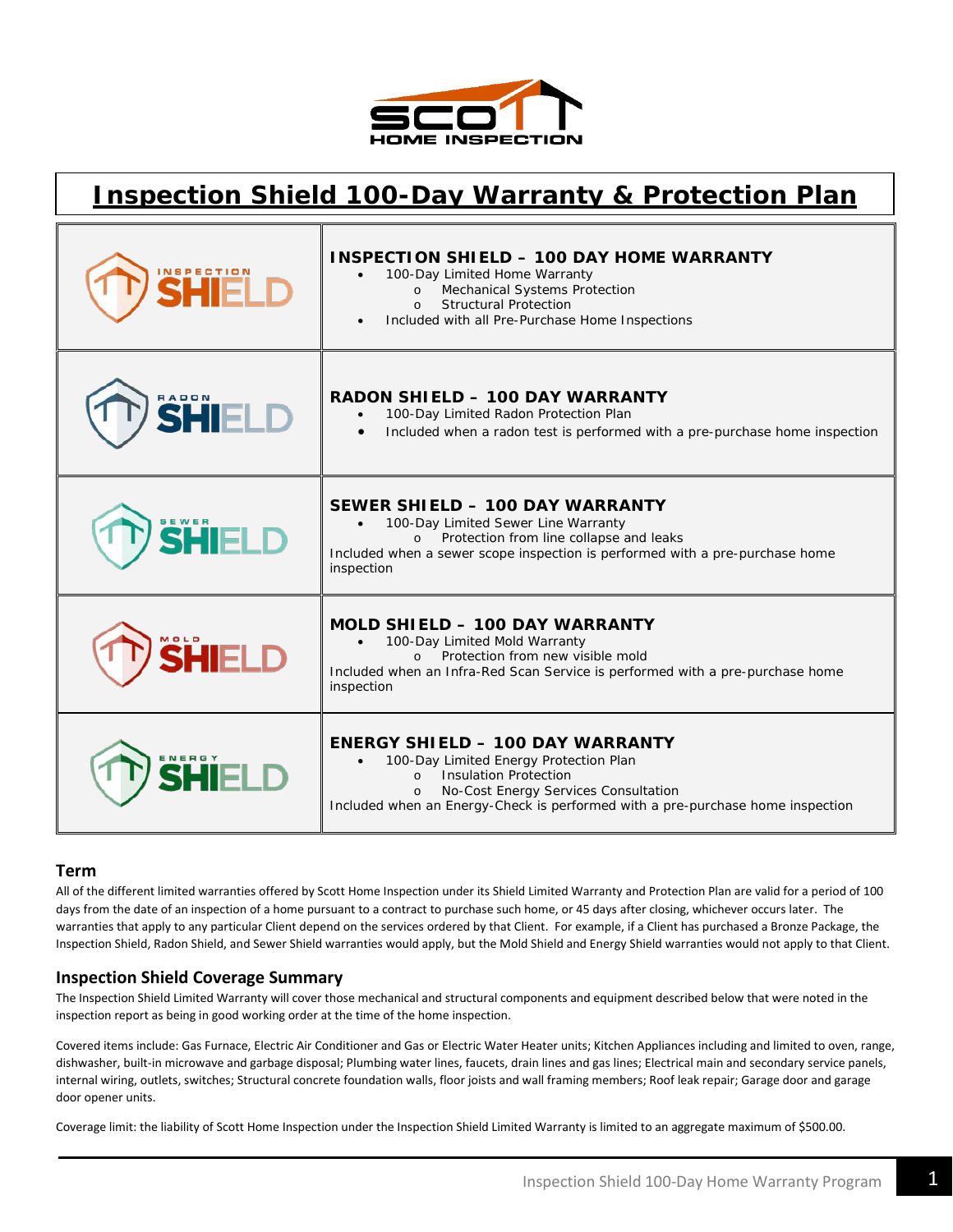# Inspection Shield 100-Day Warranty & Protection Plan

| | |
|---|---|
| INSPECTION SHIELD | **INSPECTION SHIELD – 100 DAY HOME WARRANTY**<br>• 100-Day Limited Home Warranty<br>  o Mechanical Systems Protection<br>  o Structural Protection<br>• Included with all Pre-Purchase Home Inspections |
| RADON SHIELD | **RADON SHIELD – 100 DAY WARRANTY**<br>• 100-Day Limited Radon Protection Plan<br>• Included when a radon test is performed with a pre-purchase home inspection |
| SEWER SHIELD | **SEWER SHIELD – 100 DAY WARRANTY**<br>• 100-Day Limited Sewer Line Warranty<br>  o Protection from line collapse and leaks<br>Included when a sewer scope inspection is performed with a pre-purchase home inspection |
| MOLD SHIELD | **MOLD SHIELD – 100 DAY WARRANTY**<br>• 100-Day Limited Mold Warranty<br>  o Protection from new visible mold<br>Included when an Infra-Red Scan Service is performed with a pre-purchase home inspection |
| ENERGY SHIELD | **ENERGY SHIELD – 100 DAY WARRANTY**<br>• 100-Day Limited Energy Protection Plan<br>  o Insulation Protection<br>  o No-Cost Energy Services Consultation<br>Included when an Energy-Check is performed with a pre-purchase home inspection |

## Term

All of the different limited warranties offered by Scott Home Inspection under its Shield Limited Warranty and Protection Plan are valid for a period of 100 days from the date of an inspection of a home pursuant to a contract to purchase such home, or 45 days after closing, whichever occurs later. The warranties that apply to any particular Client depend on the services ordered by that Client. For example, if a Client has purchased a Bronze Package, the Inspection Shield, Radon Shield, and Sewer Shield warranties would apply, but the Mold Shield and Energy Shield warranties would not apply to that Client.

## Inspection Shield Coverage Summary

The Inspection Shield Limited Warranty will cover those mechanical and structural components and equipment described below that were noted in the inspection report as being in good working order at the time of the home inspection.

Covered items include: Gas Furnace, Electric Air Conditioner and Gas or Electric Water Heater units; Kitchen Appliances including and limited to oven, range, dishwasher, built-in microwave and garbage disposal; Plumbing water lines, faucets, drain lines and gas lines; Electrical main and secondary service panels, internal wiring, outlets, switches; Structural concrete foundation walls, floor joists and wall framing members; Roof leak repair; Garage door and garage door opener units.

Coverage limit: the liability of Scott Home Inspection under the Inspection Shield Limited Warranty is limited to an aggregate maximum of $500.00.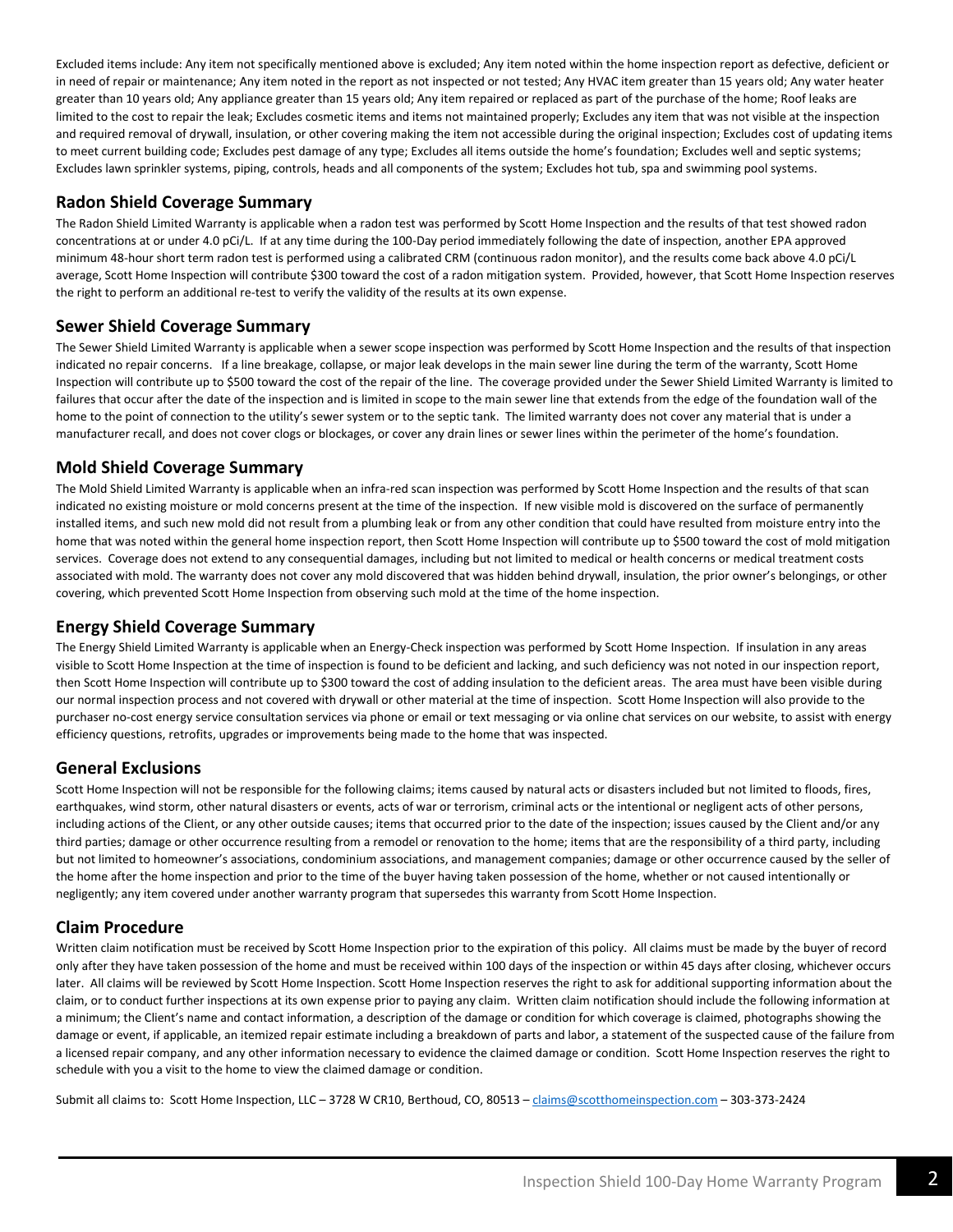Excluded items include: Any item not specifically mentioned above is excluded; Any item noted within the home inspection report as defective, deficient or in need of repair or maintenance; Any item noted in the report as not inspected or not tested; Any HVAC item greater than 15 years old; Any water heater greater than 10 years old; Any appliance greater than 15 years old; Any item repaired or replaced as part of the purchase of the home; Roof leaks are limited to the cost to repair the leak; Excludes cosmetic items and items not maintained properly; Excludes any item that was not visible at the inspection and required removal of drywall, insulation, or other covering making the item not accessible during the original inspection; Excludes cost of updating items to meet current building code; Excludes pest damage of any type; Excludes all items outside the home's foundation; Excludes well and septic systems; Excludes lawn sprinkler systems, piping, controls, heads and all components of the system; Excludes hot tub, spa and swimming pool systems.

## Radon Shield Coverage Summary

The Radon Shield Limited Warranty is applicable when a radon test was performed by Scott Home Inspection and the results of that test showed radon concentrations at or under 4.0 pCi/L. If at any time during the 100-Day period immediately following the date of inspection, another EPA approved minimum 48-hour short term radon test is performed using a calibrated CRM (continuous radon monitor), and the results come back above 4.0 pCi/L average, Scott Home Inspection will contribute $300 toward the cost of a radon mitigation system. Provided, however, that Scott Home Inspection reserves the right to perform an additional re-test to verify the validity of the results at its own expense.

## Sewer Shield Coverage Summary

The Sewer Shield Limited Warranty is applicable when a sewer scope inspection was performed by Scott Home Inspection and the results of that inspection indicated no repair concerns. If a line breakage, collapse, or major leak develops in the main sewer line during the term of the warranty, Scott Home Inspection will contribute up to $500 toward the cost of the repair of the line. The coverage provided under the Sewer Shield Limited Warranty is limited to failures that occur after the date of the inspection and is limited in scope to the main sewer line that extends from the edge of the foundation wall of the home to the point of connection to the utility's sewer system or to the septic tank. The limited warranty does not cover any material that is under a manufacturer recall, and does not cover clogs or blockages, or cover any drain lines or sewer lines within the perimeter of the home's foundation.

## Mold Shield Coverage Summary

The Mold Shield Limited Warranty is applicable when an infra-red scan inspection was performed by Scott Home Inspection and the results of that scan indicated no existing moisture or mold concerns present at the time of the inspection. If new visible mold is discovered on the surface of permanently installed items, and such new mold did not result from a plumbing leak or from any other condition that could have resulted from moisture entry into the home that was noted within the general home inspection report, then Scott Home Inspection will contribute up to $500 toward the cost of mold mitigation services. Coverage does not extend to any consequential damages, including but not limited to medical or health concerns or medical treatment costs associated with mold. The warranty does not cover any mold discovered that was hidden behind drywall, insulation, the prior owner's belongings, or other covering, which prevented Scott Home Inspection from observing such mold at the time of the home inspection.

## Energy Shield Coverage Summary

The Energy Shield Limited Warranty is applicable when an Energy-Check inspection was performed by Scott Home Inspection. If insulation in any areas visible to Scott Home Inspection at the time of inspection is found to be deficient and lacking, and such deficiency was not noted in our inspection report, then Scott Home Inspection will contribute up to $300 toward the cost of adding insulation to the deficient areas. The area must have been visible during our normal inspection process and not covered with drywall or other material at the time of inspection. Scott Home Inspection will also provide to the purchaser no-cost energy service consultation services via phone or email or text messaging or via online chat services on our website, to assist with energy efficiency questions, retrofits, upgrades or improvements being made to the home that was inspected.

## General Exclusions

Scott Home Inspection will not be responsible for the following claims; items caused by natural acts or disasters included but not limited to floods, fires, earthquakes, wind storm, other natural disasters or events, acts of war or terrorism, criminal acts or the intentional or negligent acts of other persons, including actions of the Client, or any other outside causes; items that occurred prior to the date of the inspection; issues caused by the Client and/or any third parties; damage or other occurrence resulting from a remodel or renovation to the home; items that are the responsibility of a third party, including but not limited to homeowner's associations, condominium associations, and management companies; damage or other occurrence caused by the seller of the home after the home inspection and prior to the time of the buyer having taken possession of the home, whether or not caused intentionally or negligently; any item covered under another warranty program that supersedes this warranty from Scott Home Inspection.

## Claim Procedure

Written claim notification must be received by Scott Home Inspection prior to the expiration of this policy. All claims must be made by the buyer of record only after they have taken possession of the home and must be received within 100 days of the inspection or within 45 days after closing, whichever occurs later. All claims will be reviewed by Scott Home Inspection. Scott Home Inspection reserves the right to ask for additional supporting information about the claim, or to conduct further inspections at its own expense prior to paying any claim. Written claim notification should include the following information at a minimum; the Client's name and contact information, a description of the damage or condition for which coverage is claimed, photographs showing the damage or event, if applicable, an itemized repair estimate including a breakdown of parts and labor, a statement of the suspected cause of the failure from a licensed repair company, and any other information necessary to evidence the claimed damage or condition. Scott Home Inspection reserves the right to schedule with you a visit to the home to view the claimed damage or condition.

Submit all claims to: Scott Home Inspection, LLC – 3728 W CR10, Berthoud, CO, 80513 – claims@scotthomeinspection.com – 303-373-2424